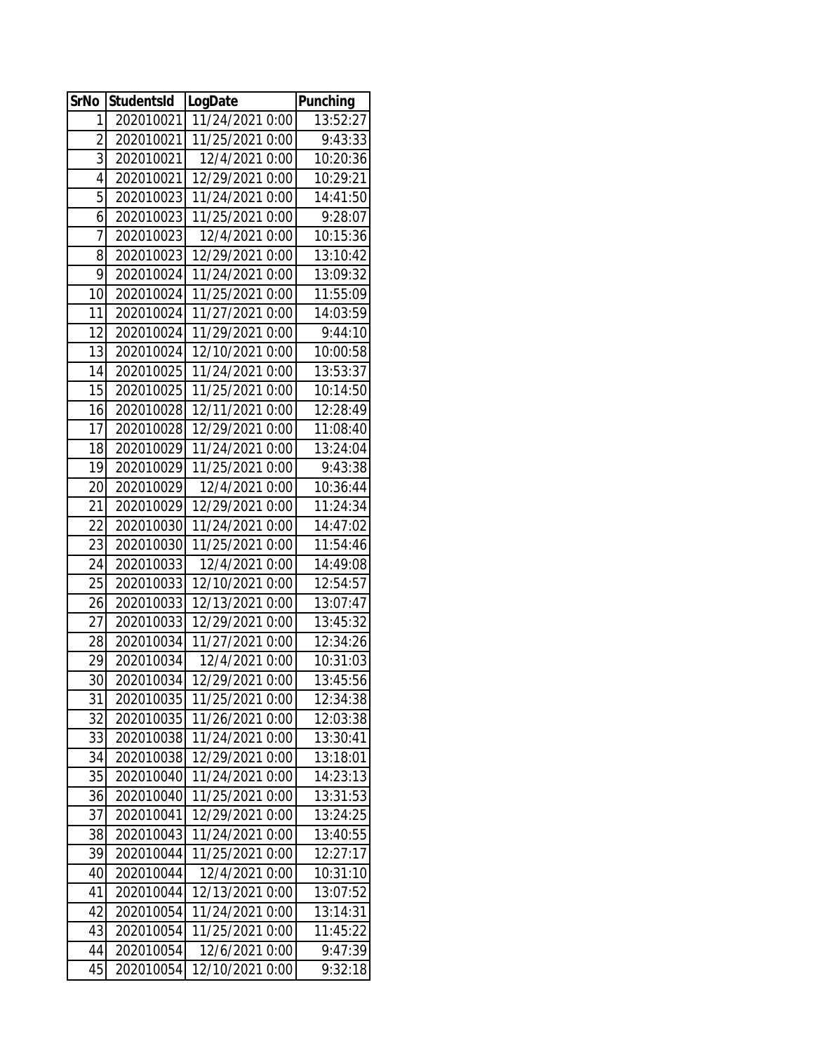| SrNo | StudentsId | LogDate | Punching |
|---|---|---|---|
| 1 | 202010021 | 11/24/2021 0:00 | 13:52:27 |
| 2 | 202010021 | 11/25/2021 0:00 | 9:43:33 |
| 3 | 202010021 | 12/4/2021 0:00 | 10:20:36 |
| 4 | 202010021 | 12/29/2021 0:00 | 10:29:21 |
| 5 | 202010023 | 11/24/2021 0:00 | 14:41:50 |
| 6 | 202010023 | 11/25/2021 0:00 | 9:28:07 |
| 7 | 202010023 | 12/4/2021 0:00 | 10:15:36 |
| 8 | 202010023 | 12/29/2021 0:00 | 13:10:42 |
| 9 | 202010024 | 11/24/2021 0:00 | 13:09:32 |
| 10 | 202010024 | 11/25/2021 0:00 | 11:55:09 |
| 11 | 202010024 | 11/27/2021 0:00 | 14:03:59 |
| 12 | 202010024 | 11/29/2021 0:00 | 9:44:10 |
| 13 | 202010024 | 12/10/2021 0:00 | 10:00:58 |
| 14 | 202010025 | 11/24/2021 0:00 | 13:53:37 |
| 15 | 202010025 | 11/25/2021 0:00 | 10:14:50 |
| 16 | 202010028 | 12/11/2021 0:00 | 12:28:49 |
| 17 | 202010028 | 12/29/2021 0:00 | 11:08:40 |
| 18 | 202010029 | 11/24/2021 0:00 | 13:24:04 |
| 19 | 202010029 | 11/25/2021 0:00 | 9:43:38 |
| 20 | 202010029 | 12/4/2021 0:00 | 10:36:44 |
| 21 | 202010029 | 12/29/2021 0:00 | 11:24:34 |
| 22 | 202010030 | 11/24/2021 0:00 | 14:47:02 |
| 23 | 202010030 | 11/25/2021 0:00 | 11:54:46 |
| 24 | 202010033 | 12/4/2021 0:00 | 14:49:08 |
| 25 | 202010033 | 12/10/2021 0:00 | 12:54:57 |
| 26 | 202010033 | 12/13/2021 0:00 | 13:07:47 |
| 27 | 202010033 | 12/29/2021 0:00 | 13:45:32 |
| 28 | 202010034 | 11/27/2021 0:00 | 12:34:26 |
| 29 | 202010034 | 12/4/2021 0:00 | 10:31:03 |
| 30 | 202010034 | 12/29/2021 0:00 | 13:45:56 |
| 31 | 202010035 | 11/25/2021 0:00 | 12:34:38 |
| 32 | 202010035 | 11/26/2021 0:00 | 12:03:38 |
| 33 | 202010038 | 11/24/2021 0:00 | 13:30:41 |
| 34 | 202010038 | 12/29/2021 0:00 | 13:18:01 |
| 35 | 202010040 | 11/24/2021 0:00 | 14:23:13 |
| 36 | 202010040 | 11/25/2021 0:00 | 13:31:53 |
| 37 | 202010041 | 12/29/2021 0:00 | 13:24:25 |
| 38 | 202010043 | 11/24/2021 0:00 | 13:40:55 |
| 39 | 202010044 | 11/25/2021 0:00 | 12:27:17 |
| 40 | 202010044 | 12/4/2021 0:00 | 10:31:10 |
| 41 | 202010044 | 12/13/2021 0:00 | 13:07:52 |
| 42 | 202010054 | 11/24/2021 0:00 | 13:14:31 |
| 43 | 202010054 | 11/25/2021 0:00 | 11:45:22 |
| 44 | 202010054 | 12/6/2021 0:00 | 9:47:39 |
| 45 | 202010054 | 12/10/2021 0:00 | 9:32:18 |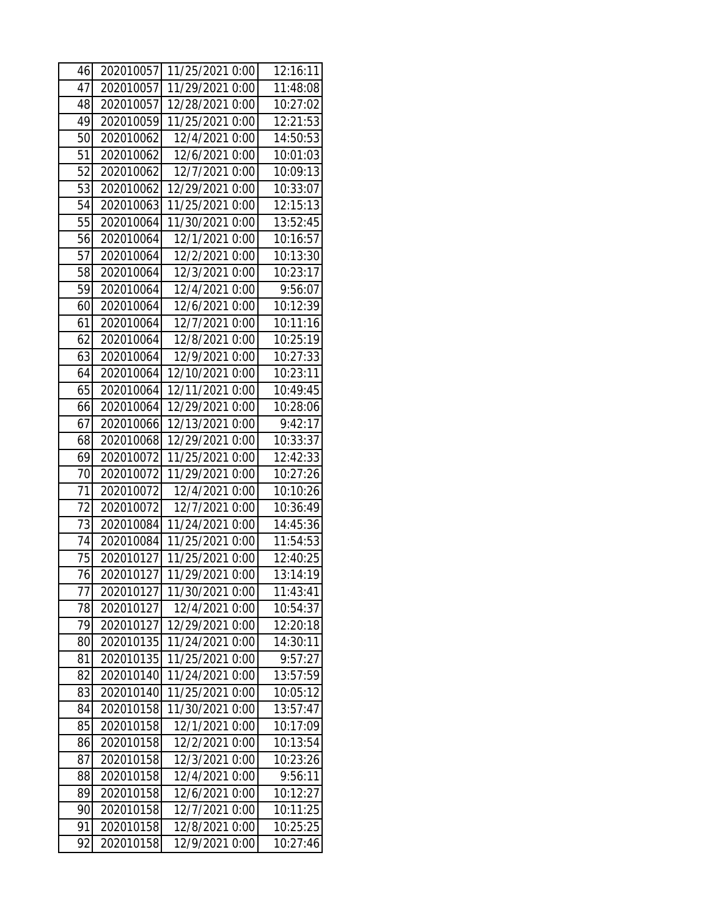| | | | |
|---|---|---|---|
| 46 | 202010057 | 11/25/2021 0:00 | 12:16:11 |
| 47 | 202010057 | 11/29/2021 0:00 | 11:48:08 |
| 48 | 202010057 | 12/28/2021 0:00 | 10:27:02 |
| 49 | 202010059 | 11/25/2021 0:00 | 12:21:53 |
| 50 | 202010062 | 12/4/2021 0:00 | 14:50:53 |
| 51 | 202010062 | 12/6/2021 0:00 | 10:01:03 |
| 52 | 202010062 | 12/7/2021 0:00 | 10:09:13 |
| 53 | 202010062 | 12/29/2021 0:00 | 10:33:07 |
| 54 | 202010063 | 11/25/2021 0:00 | 12:15:13 |
| 55 | 202010064 | 11/30/2021 0:00 | 13:52:45 |
| 56 | 202010064 | 12/1/2021 0:00 | 10:16:57 |
| 57 | 202010064 | 12/2/2021 0:00 | 10:13:30 |
| 58 | 202010064 | 12/3/2021 0:00 | 10:23:17 |
| 59 | 202010064 | 12/4/2021 0:00 | 9:56:07 |
| 60 | 202010064 | 12/6/2021 0:00 | 10:12:39 |
| 61 | 202010064 | 12/7/2021 0:00 | 10:11:16 |
| 62 | 202010064 | 12/8/2021 0:00 | 10:25:19 |
| 63 | 202010064 | 12/9/2021 0:00 | 10:27:33 |
| 64 | 202010064 | 12/10/2021 0:00 | 10:23:11 |
| 65 | 202010064 | 12/11/2021 0:00 | 10:49:45 |
| 66 | 202010064 | 12/29/2021 0:00 | 10:28:06 |
| 67 | 202010066 | 12/13/2021 0:00 | 9:42:17 |
| 68 | 202010068 | 12/29/2021 0:00 | 10:33:37 |
| 69 | 202010072 | 11/25/2021 0:00 | 12:42:33 |
| 70 | 202010072 | 11/29/2021 0:00 | 10:27:26 |
| 71 | 202010072 | 12/4/2021 0:00 | 10:10:26 |
| 72 | 202010072 | 12/7/2021 0:00 | 10:36:49 |
| 73 | 202010084 | 11/24/2021 0:00 | 14:45:36 |
| 74 | 202010084 | 11/25/2021 0:00 | 11:54:53 |
| 75 | 202010127 | 11/25/2021 0:00 | 12:40:25 |
| 76 | 202010127 | 11/29/2021 0:00 | 13:14:19 |
| 77 | 202010127 | 11/30/2021 0:00 | 11:43:41 |
| 78 | 202010127 | 12/4/2021 0:00 | 10:54:37 |
| 79 | 202010127 | 12/29/2021 0:00 | 12:20:18 |
| 80 | 202010135 | 11/24/2021 0:00 | 14:30:11 |
| 81 | 202010135 | 11/25/2021 0:00 | 9:57:27 |
| 82 | 202010140 | 11/24/2021 0:00 | 13:57:59 |
| 83 | 202010140 | 11/25/2021 0:00 | 10:05:12 |
| 84 | 202010158 | 11/30/2021 0:00 | 13:57:47 |
| 85 | 202010158 | 12/1/2021 0:00 | 10:17:09 |
| 86 | 202010158 | 12/2/2021 0:00 | 10:13:54 |
| 87 | 202010158 | 12/3/2021 0:00 | 10:23:26 |
| 88 | 202010158 | 12/4/2021 0:00 | 9:56:11 |
| 89 | 202010158 | 12/6/2021 0:00 | 10:12:27 |
| 90 | 202010158 | 12/7/2021 0:00 | 10:11:25 |
| 91 | 202010158 | 12/8/2021 0:00 | 10:25:25 |
| 92 | 202010158 | 12/9/2021 0:00 | 10:27:46 |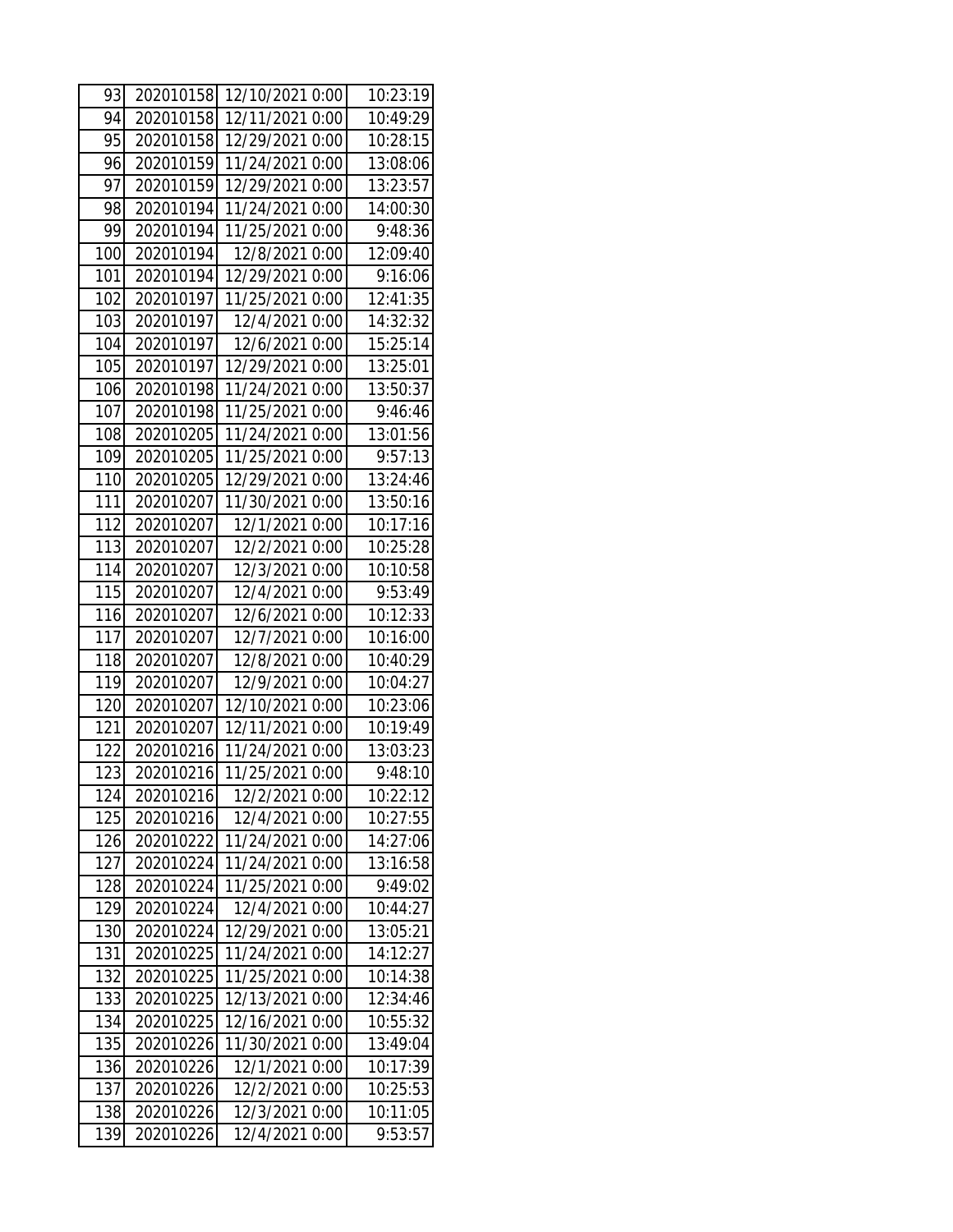| | | | |
|---|---|---|---|
| 93 | 202010158 | 12/10/2021 0:00 | 10:23:19 |
| 94 | 202010158 | 12/11/2021 0:00 | 10:49:29 |
| 95 | 202010158 | 12/29/2021 0:00 | 10:28:15 |
| 96 | 202010159 | 11/24/2021 0:00 | 13:08:06 |
| 97 | 202010159 | 12/29/2021 0:00 | 13:23:57 |
| 98 | 202010194 | 11/24/2021 0:00 | 14:00:30 |
| 99 | 202010194 | 11/25/2021 0:00 | 9:48:36 |
| 100 | 202010194 | 12/8/2021 0:00 | 12:09:40 |
| 101 | 202010194 | 12/29/2021 0:00 | 9:16:06 |
| 102 | 202010197 | 11/25/2021 0:00 | 12:41:35 |
| 103 | 202010197 | 12/4/2021 0:00 | 14:32:32 |
| 104 | 202010197 | 12/6/2021 0:00 | 15:25:14 |
| 105 | 202010197 | 12/29/2021 0:00 | 13:25:01 |
| 106 | 202010198 | 11/24/2021 0:00 | 13:50:37 |
| 107 | 202010198 | 11/25/2021 0:00 | 9:46:46 |
| 108 | 202010205 | 11/24/2021 0:00 | 13:01:56 |
| 109 | 202010205 | 11/25/2021 0:00 | 9:57:13 |
| 110 | 202010205 | 12/29/2021 0:00 | 13:24:46 |
| 111 | 202010207 | 11/30/2021 0:00 | 13:50:16 |
| 112 | 202010207 | 12/1/2021 0:00 | 10:17:16 |
| 113 | 202010207 | 12/2/2021 0:00 | 10:25:28 |
| 114 | 202010207 | 12/3/2021 0:00 | 10:10:58 |
| 115 | 202010207 | 12/4/2021 0:00 | 9:53:49 |
| 116 | 202010207 | 12/6/2021 0:00 | 10:12:33 |
| 117 | 202010207 | 12/7/2021 0:00 | 10:16:00 |
| 118 | 202010207 | 12/8/2021 0:00 | 10:40:29 |
| 119 | 202010207 | 12/9/2021 0:00 | 10:04:27 |
| 120 | 202010207 | 12/10/2021 0:00 | 10:23:06 |
| 121 | 202010207 | 12/11/2021 0:00 | 10:19:49 |
| 122 | 202010216 | 11/24/2021 0:00 | 13:03:23 |
| 123 | 202010216 | 11/25/2021 0:00 | 9:48:10 |
| 124 | 202010216 | 12/2/2021 0:00 | 10:22:12 |
| 125 | 202010216 | 12/4/2021 0:00 | 10:27:55 |
| 126 | 202010222 | 11/24/2021 0:00 | 14:27:06 |
| 127 | 202010224 | 11/24/2021 0:00 | 13:16:58 |
| 128 | 202010224 | 11/25/2021 0:00 | 9:49:02 |
| 129 | 202010224 | 12/4/2021 0:00 | 10:44:27 |
| 130 | 202010224 | 12/29/2021 0:00 | 13:05:21 |
| 131 | 202010225 | 11/24/2021 0:00 | 14:12:27 |
| 132 | 202010225 | 11/25/2021 0:00 | 10:14:38 |
| 133 | 202010225 | 12/13/2021 0:00 | 12:34:46 |
| 134 | 202010225 | 12/16/2021 0:00 | 10:55:32 |
| 135 | 202010226 | 11/30/2021 0:00 | 13:49:04 |
| 136 | 202010226 | 12/1/2021 0:00 | 10:17:39 |
| 137 | 202010226 | 12/2/2021 0:00 | 10:25:53 |
| 138 | 202010226 | 12/3/2021 0:00 | 10:11:05 |
| 139 | 202010226 | 12/4/2021 0:00 | 9:53:57 |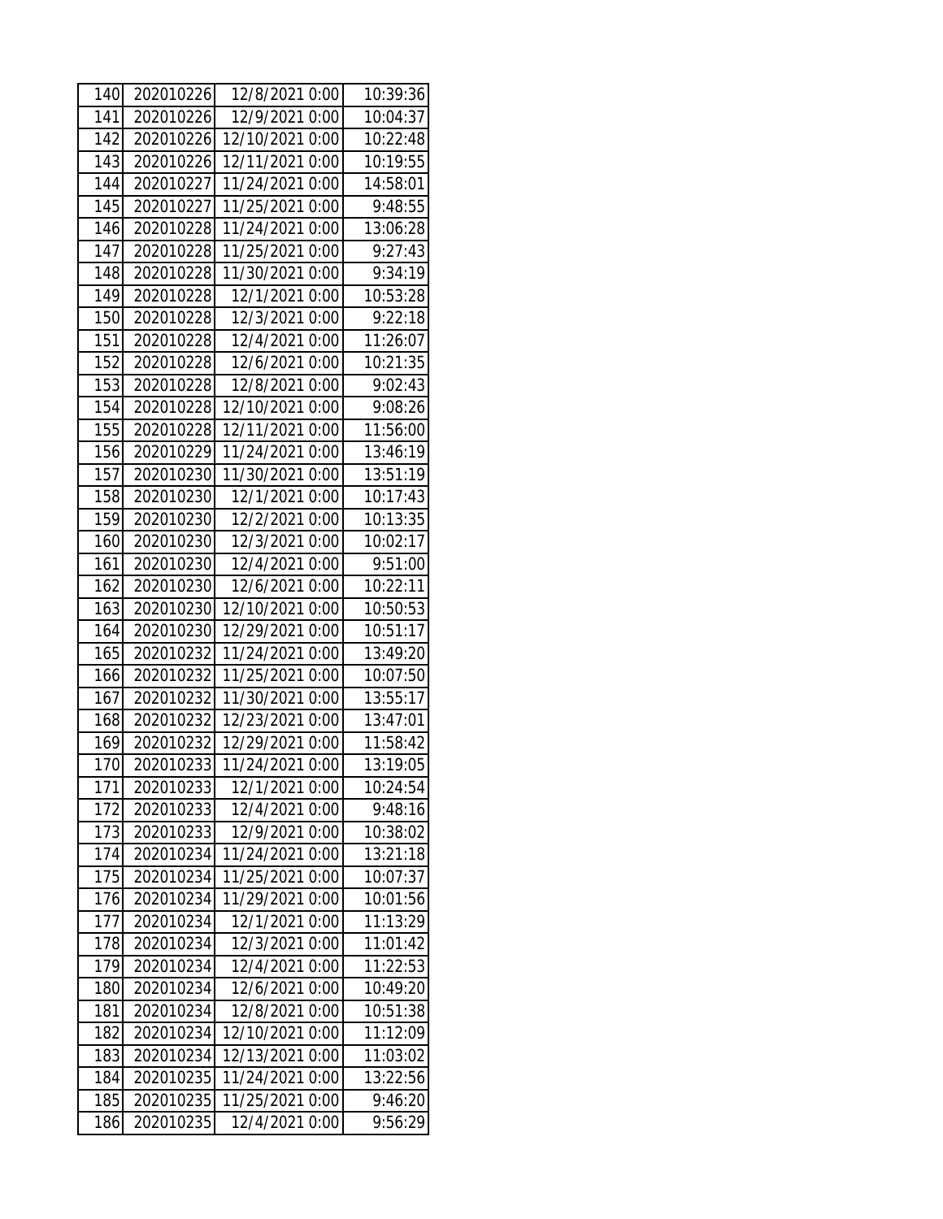| 140 | 202010226 | 12/8/2021 0:00 | 10:39:36 |
|---|---|---|---|
| 141 | 202010226 | 12/9/2021 0:00 | 10:04:37 |
| 142 | 202010226 | 12/10/2021 0:00 | 10:22:48 |
| 143 | 202010226 | 12/11/2021 0:00 | 10:19:55 |
| 144 | 202010227 | 11/24/2021 0:00 | 14:58:01 |
| 145 | 202010227 | 11/25/2021 0:00 | 9:48:55 |
| 146 | 202010228 | 11/24/2021 0:00 | 13:06:28 |
| 147 | 202010228 | 11/25/2021 0:00 | 9:27:43 |
| 148 | 202010228 | 11/30/2021 0:00 | 9:34:19 |
| 149 | 202010228 | 12/1/2021 0:00 | 10:53:28 |
| 150 | 202010228 | 12/3/2021 0:00 | 9:22:18 |
| 151 | 202010228 | 12/4/2021 0:00 | 11:26:07 |
| 152 | 202010228 | 12/6/2021 0:00 | 10:21:35 |
| 153 | 202010228 | 12/8/2021 0:00 | 9:02:43 |
| 154 | 202010228 | 12/10/2021 0:00 | 9:08:26 |
| 155 | 202010228 | 12/11/2021 0:00 | 11:56:00 |
| 156 | 202010229 | 11/24/2021 0:00 | 13:46:19 |
| 157 | 202010230 | 11/30/2021 0:00 | 13:51:19 |
| 158 | 202010230 | 12/1/2021 0:00 | 10:17:43 |
| 159 | 202010230 | 12/2/2021 0:00 | 10:13:35 |
| 160 | 202010230 | 12/3/2021 0:00 | 10:02:17 |
| 161 | 202010230 | 12/4/2021 0:00 | 9:51:00 |
| 162 | 202010230 | 12/6/2021 0:00 | 10:22:11 |
| 163 | 202010230 | 12/10/2021 0:00 | 10:50:53 |
| 164 | 202010230 | 12/29/2021 0:00 | 10:51:17 |
| 165 | 202010232 | 11/24/2021 0:00 | 13:49:20 |
| 166 | 202010232 | 11/25/2021 0:00 | 10:07:50 |
| 167 | 202010232 | 11/30/2021 0:00 | 13:55:17 |
| 168 | 202010232 | 12/23/2021 0:00 | 13:47:01 |
| 169 | 202010232 | 12/29/2021 0:00 | 11:58:42 |
| 170 | 202010233 | 11/24/2021 0:00 | 13:19:05 |
| 171 | 202010233 | 12/1/2021 0:00 | 10:24:54 |
| 172 | 202010233 | 12/4/2021 0:00 | 9:48:16 |
| 173 | 202010233 | 12/9/2021 0:00 | 10:38:02 |
| 174 | 202010234 | 11/24/2021 0:00 | 13:21:18 |
| 175 | 202010234 | 11/25/2021 0:00 | 10:07:37 |
| 176 | 202010234 | 11/29/2021 0:00 | 10:01:56 |
| 177 | 202010234 | 12/1/2021 0:00 | 11:13:29 |
| 178 | 202010234 | 12/3/2021 0:00 | 11:01:42 |
| 179 | 202010234 | 12/4/2021 0:00 | 11:22:53 |
| 180 | 202010234 | 12/6/2021 0:00 | 10:49:20 |
| 181 | 202010234 | 12/8/2021 0:00 | 10:51:38 |
| 182 | 202010234 | 12/10/2021 0:00 | 11:12:09 |
| 183 | 202010234 | 12/13/2021 0:00 | 11:03:02 |
| 184 | 202010235 | 11/24/2021 0:00 | 13:22:56 |
| 185 | 202010235 | 11/25/2021 0:00 | 9:46:20 |
| 186 | 202010235 | 12/4/2021 0:00 | 9:56:29 |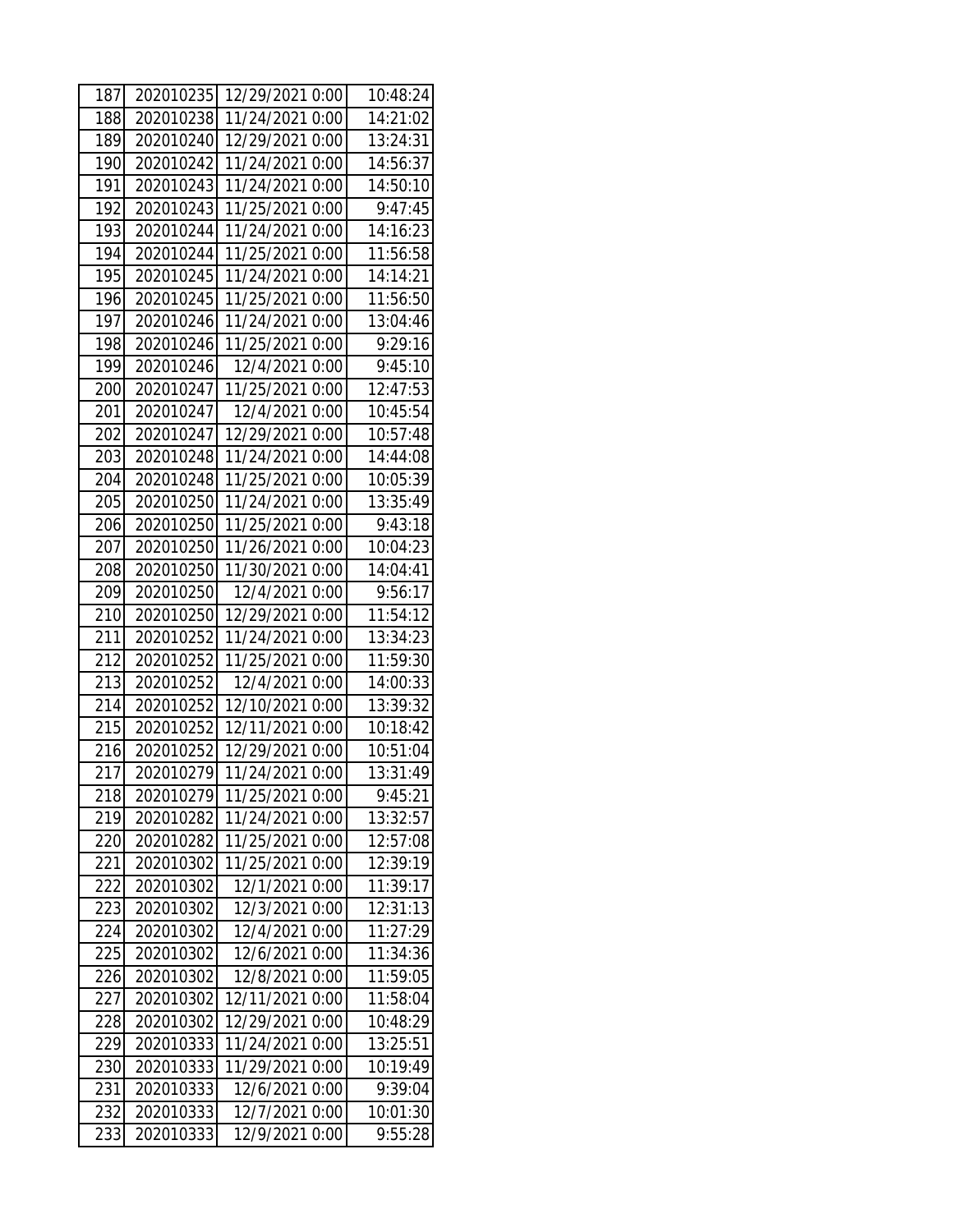| 187 | 202010235 | 12/29/2021 0:00 | 10:48:24 |
|---|---|---|---|
| 188 | 202010238 | 11/24/2021 0:00 | 14:21:02 |
| 189 | 202010240 | 12/29/2021 0:00 | 13:24:31 |
| 190 | 202010242 | 11/24/2021 0:00 | 14:56:37 |
| 191 | 202010243 | 11/24/2021 0:00 | 14:50:10 |
| 192 | 202010243 | 11/25/2021 0:00 | 9:47:45 |
| 193 | 202010244 | 11/24/2021 0:00 | 14:16:23 |
| 194 | 202010244 | 11/25/2021 0:00 | 11:56:58 |
| 195 | 202010245 | 11/24/2021 0:00 | 14:14:21 |
| 196 | 202010245 | 11/25/2021 0:00 | 11:56:50 |
| 197 | 202010246 | 11/24/2021 0:00 | 13:04:46 |
| 198 | 202010246 | 11/25/2021 0:00 | 9:29:16 |
| 199 | 202010246 | 12/4/2021 0:00 | 9:45:10 |
| 200 | 202010247 | 11/25/2021 0:00 | 12:47:53 |
| 201 | 202010247 | 12/4/2021 0:00 | 10:45:54 |
| 202 | 202010247 | 12/29/2021 0:00 | 10:57:48 |
| 203 | 202010248 | 11/24/2021 0:00 | 14:44:08 |
| 204 | 202010248 | 11/25/2021 0:00 | 10:05:39 |
| 205 | 202010250 | 11/24/2021 0:00 | 13:35:49 |
| 206 | 202010250 | 11/25/2021 0:00 | 9:43:18 |
| 207 | 202010250 | 11/26/2021 0:00 | 10:04:23 |
| 208 | 202010250 | 11/30/2021 0:00 | 14:04:41 |
| 209 | 202010250 | 12/4/2021 0:00 | 9:56:17 |
| 210 | 202010250 | 12/29/2021 0:00 | 11:54:12 |
| 211 | 202010252 | 11/24/2021 0:00 | 13:34:23 |
| 212 | 202010252 | 11/25/2021 0:00 | 11:59:30 |
| 213 | 202010252 | 12/4/2021 0:00 | 14:00:33 |
| 214 | 202010252 | 12/10/2021 0:00 | 13:39:32 |
| 215 | 202010252 | 12/11/2021 0:00 | 10:18:42 |
| 216 | 202010252 | 12/29/2021 0:00 | 10:51:04 |
| 217 | 202010279 | 11/24/2021 0:00 | 13:31:49 |
| 218 | 202010279 | 11/25/2021 0:00 | 9:45:21 |
| 219 | 202010282 | 11/24/2021 0:00 | 13:32:57 |
| 220 | 202010282 | 11/25/2021 0:00 | 12:57:08 |
| 221 | 202010302 | 11/25/2021 0:00 | 12:39:19 |
| 222 | 202010302 | 12/1/2021 0:00 | 11:39:17 |
| 223 | 202010302 | 12/3/2021 0:00 | 12:31:13 |
| 224 | 202010302 | 12/4/2021 0:00 | 11:27:29 |
| 225 | 202010302 | 12/6/2021 0:00 | 11:34:36 |
| 226 | 202010302 | 12/8/2021 0:00 | 11:59:05 |
| 227 | 202010302 | 12/11/2021 0:00 | 11:58:04 |
| 228 | 202010302 | 12/29/2021 0:00 | 10:48:29 |
| 229 | 202010333 | 11/24/2021 0:00 | 13:25:51 |
| 230 | 202010333 | 11/29/2021 0:00 | 10:19:49 |
| 231 | 202010333 | 12/6/2021 0:00 | 9:39:04 |
| 232 | 202010333 | 12/7/2021 0:00 | 10:01:30 |
| 233 | 202010333 | 12/9/2021 0:00 | 9:55:28 |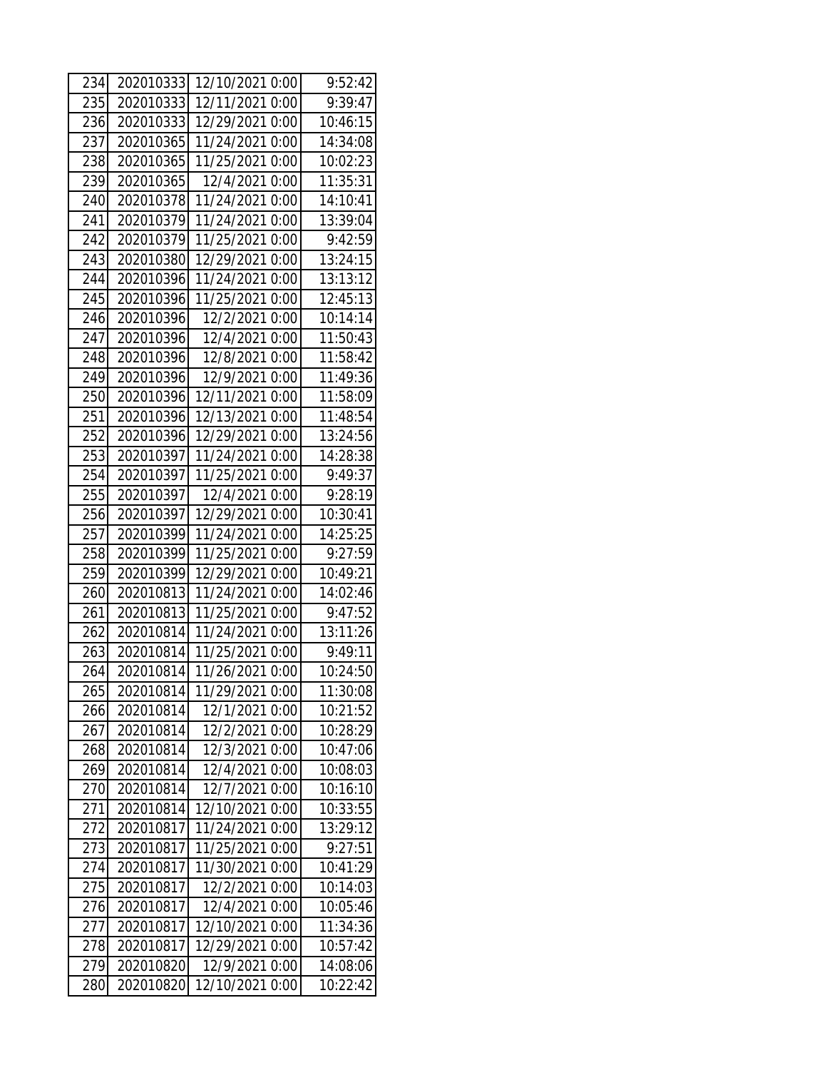| | | | |
|---|---|---|---|
| 234 | 202010333 | 12/10/2021 0:00 | 9:52:42 |
| 235 | 202010333 | 12/11/2021 0:00 | 9:39:47 |
| 236 | 202010333 | 12/29/2021 0:00 | 10:46:15 |
| 237 | 202010365 | 11/24/2021 0:00 | 14:34:08 |
| 238 | 202010365 | 11/25/2021 0:00 | 10:02:23 |
| 239 | 202010365 | 12/4/2021 0:00 | 11:35:31 |
| 240 | 202010378 | 11/24/2021 0:00 | 14:10:41 |
| 241 | 202010379 | 11/24/2021 0:00 | 13:39:04 |
| 242 | 202010379 | 11/25/2021 0:00 | 9:42:59 |
| 243 | 202010380 | 12/29/2021 0:00 | 13:24:15 |
| 244 | 202010396 | 11/24/2021 0:00 | 13:13:12 |
| 245 | 202010396 | 11/25/2021 0:00 | 12:45:13 |
| 246 | 202010396 | 12/2/2021 0:00 | 10:14:14 |
| 247 | 202010396 | 12/4/2021 0:00 | 11:50:43 |
| 248 | 202010396 | 12/8/2021 0:00 | 11:58:42 |
| 249 | 202010396 | 12/9/2021 0:00 | 11:49:36 |
| 250 | 202010396 | 12/11/2021 0:00 | 11:58:09 |
| 251 | 202010396 | 12/13/2021 0:00 | 11:48:54 |
| 252 | 202010396 | 12/29/2021 0:00 | 13:24:56 |
| 253 | 202010397 | 11/24/2021 0:00 | 14:28:38 |
| 254 | 202010397 | 11/25/2021 0:00 | 9:49:37 |
| 255 | 202010397 | 12/4/2021 0:00 | 9:28:19 |
| 256 | 202010397 | 12/29/2021 0:00 | 10:30:41 |
| 257 | 202010399 | 11/24/2021 0:00 | 14:25:25 |
| 258 | 202010399 | 11/25/2021 0:00 | 9:27:59 |
| 259 | 202010399 | 12/29/2021 0:00 | 10:49:21 |
| 260 | 202010813 | 11/24/2021 0:00 | 14:02:46 |
| 261 | 202010813 | 11/25/2021 0:00 | 9:47:52 |
| 262 | 202010814 | 11/24/2021 0:00 | 13:11:26 |
| 263 | 202010814 | 11/25/2021 0:00 | 9:49:11 |
| 264 | 202010814 | 11/26/2021 0:00 | 10:24:50 |
| 265 | 202010814 | 11/29/2021 0:00 | 11:30:08 |
| 266 | 202010814 | 12/1/2021 0:00 | 10:21:52 |
| 267 | 202010814 | 12/2/2021 0:00 | 10:28:29 |
| 268 | 202010814 | 12/3/2021 0:00 | 10:47:06 |
| 269 | 202010814 | 12/4/2021 0:00 | 10:08:03 |
| 270 | 202010814 | 12/7/2021 0:00 | 10:16:10 |
| 271 | 202010814 | 12/10/2021 0:00 | 10:33:55 |
| 272 | 202010817 | 11/24/2021 0:00 | 13:29:12 |
| 273 | 202010817 | 11/25/2021 0:00 | 9:27:51 |
| 274 | 202010817 | 11/30/2021 0:00 | 10:41:29 |
| 275 | 202010817 | 12/2/2021 0:00 | 10:14:03 |
| 276 | 202010817 | 12/4/2021 0:00 | 10:05:46 |
| 277 | 202010817 | 12/10/2021 0:00 | 11:34:36 |
| 278 | 202010817 | 12/29/2021 0:00 | 10:57:42 |
| 279 | 202010820 | 12/9/2021 0:00 | 14:08:06 |
| 280 | 202010820 | 12/10/2021 0:00 | 10:22:42 |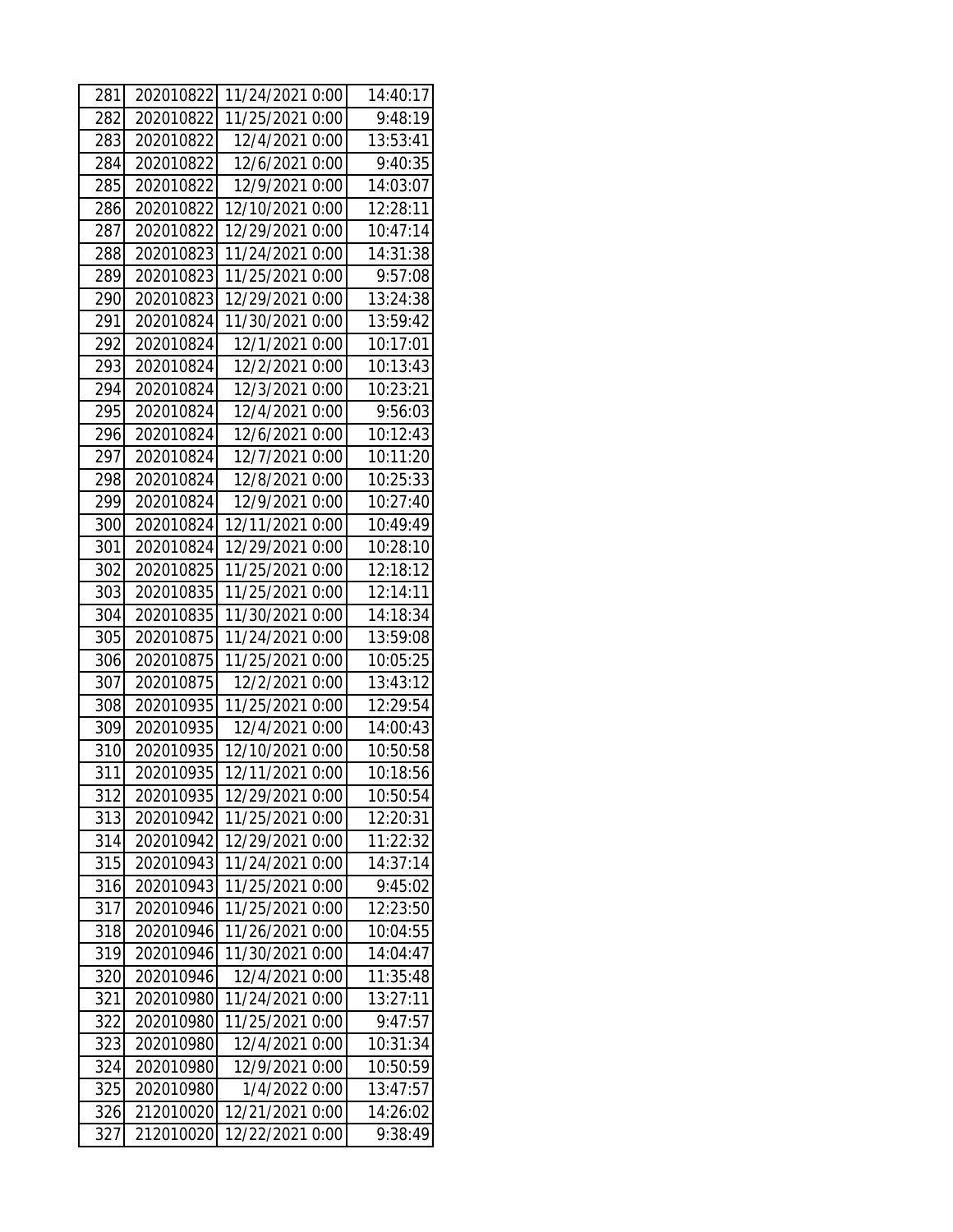| 281 | 202010822 | 11/24/2021 0:00 | 14:40:17 |
|---|---|---|---|
| 282 | 202010822 | 11/25/2021 0:00 | 9:48:19 |
| 283 | 202010822 | 12/4/2021 0:00 | 13:53:41 |
| 284 | 202010822 | 12/6/2021 0:00 | 9:40:35 |
| 285 | 202010822 | 12/9/2021 0:00 | 14:03:07 |
| 286 | 202010822 | 12/10/2021 0:00 | 12:28:11 |
| 287 | 202010822 | 12/29/2021 0:00 | 10:47:14 |
| 288 | 202010823 | 11/24/2021 0:00 | 14:31:38 |
| 289 | 202010823 | 11/25/2021 0:00 | 9:57:08 |
| 290 | 202010823 | 12/29/2021 0:00 | 13:24:38 |
| 291 | 202010824 | 11/30/2021 0:00 | 13:59:42 |
| 292 | 202010824 | 12/1/2021 0:00 | 10:17:01 |
| 293 | 202010824 | 12/2/2021 0:00 | 10:13:43 |
| 294 | 202010824 | 12/3/2021 0:00 | 10:23:21 |
| 295 | 202010824 | 12/4/2021 0:00 | 9:56:03 |
| 296 | 202010824 | 12/6/2021 0:00 | 10:12:43 |
| 297 | 202010824 | 12/7/2021 0:00 | 10:11:20 |
| 298 | 202010824 | 12/8/2021 0:00 | 10:25:33 |
| 299 | 202010824 | 12/9/2021 0:00 | 10:27:40 |
| 300 | 202010824 | 12/11/2021 0:00 | 10:49:49 |
| 301 | 202010824 | 12/29/2021 0:00 | 10:28:10 |
| 302 | 202010825 | 11/25/2021 0:00 | 12:18:12 |
| 303 | 202010835 | 11/25/2021 0:00 | 12:14:11 |
| 304 | 202010835 | 11/30/2021 0:00 | 14:18:34 |
| 305 | 202010875 | 11/24/2021 0:00 | 13:59:08 |
| 306 | 202010875 | 11/25/2021 0:00 | 10:05:25 |
| 307 | 202010875 | 12/2/2021 0:00 | 13:43:12 |
| 308 | 202010935 | 11/25/2021 0:00 | 12:29:54 |
| 309 | 202010935 | 12/4/2021 0:00 | 14:00:43 |
| 310 | 202010935 | 12/10/2021 0:00 | 10:50:58 |
| 311 | 202010935 | 12/11/2021 0:00 | 10:18:56 |
| 312 | 202010935 | 12/29/2021 0:00 | 10:50:54 |
| 313 | 202010942 | 11/25/2021 0:00 | 12:20:31 |
| 314 | 202010942 | 12/29/2021 0:00 | 11:22:32 |
| 315 | 202010943 | 11/24/2021 0:00 | 14:37:14 |
| 316 | 202010943 | 11/25/2021 0:00 | 9:45:02 |
| 317 | 202010946 | 11/25/2021 0:00 | 12:23:50 |
| 318 | 202010946 | 11/26/2021 0:00 | 10:04:55 |
| 319 | 202010946 | 11/30/2021 0:00 | 14:04:47 |
| 320 | 202010946 | 12/4/2021 0:00 | 11:35:48 |
| 321 | 202010980 | 11/24/2021 0:00 | 13:27:11 |
| 322 | 202010980 | 11/25/2021 0:00 | 9:47:57 |
| 323 | 202010980 | 12/4/2021 0:00 | 10:31:34 |
| 324 | 202010980 | 12/9/2021 0:00 | 10:50:59 |
| 325 | 202010980 | 1/4/2022 0:00 | 13:47:57 |
| 326 | 212010020 | 12/21/2021 0:00 | 14:26:02 |
| 327 | 212010020 | 12/22/2021 0:00 | 9:38:49 |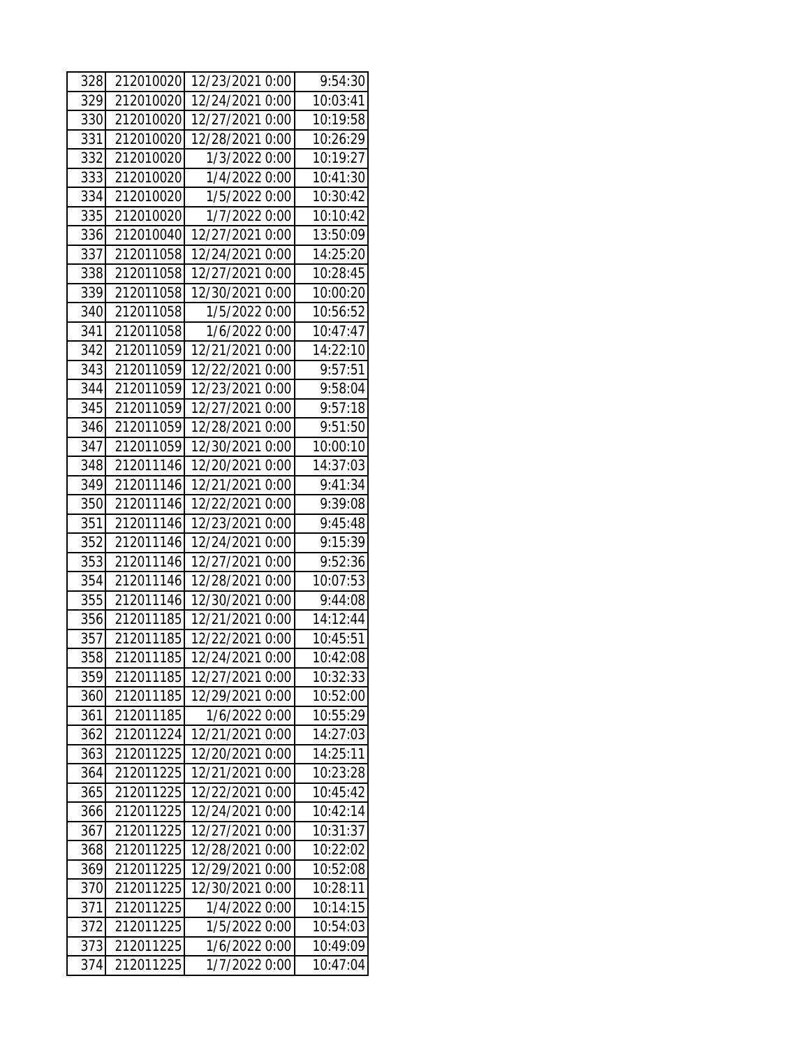| 328 | 212010020 | 12/23/2021 0:00 | 9:54:30 |
|---|---|---|---|
| 329 | 212010020 | 12/24/2021 0:00 | 10:03:41 |
| 330 | 212010020 | 12/27/2021 0:00 | 10:19:58 |
| 331 | 212010020 | 12/28/2021 0:00 | 10:26:29 |
| 332 | 212010020 | 1/3/2022 0:00 | 10:19:27 |
| 333 | 212010020 | 1/4/2022 0:00 | 10:41:30 |
| 334 | 212010020 | 1/5/2022 0:00 | 10:30:42 |
| 335 | 212010020 | 1/7/2022 0:00 | 10:10:42 |
| 336 | 212010040 | 12/27/2021 0:00 | 13:50:09 |
| 337 | 212011058 | 12/24/2021 0:00 | 14:25:20 |
| 338 | 212011058 | 12/27/2021 0:00 | 10:28:45 |
| 339 | 212011058 | 12/30/2021 0:00 | 10:00:20 |
| 340 | 212011058 | 1/5/2022 0:00 | 10:56:52 |
| 341 | 212011058 | 1/6/2022 0:00 | 10:47:47 |
| 342 | 212011059 | 12/21/2021 0:00 | 14:22:10 |
| 343 | 212011059 | 12/22/2021 0:00 | 9:57:51 |
| 344 | 212011059 | 12/23/2021 0:00 | 9:58:04 |
| 345 | 212011059 | 12/27/2021 0:00 | 9:57:18 |
| 346 | 212011059 | 12/28/2021 0:00 | 9:51:50 |
| 347 | 212011059 | 12/30/2021 0:00 | 10:00:10 |
| 348 | 212011146 | 12/20/2021 0:00 | 14:37:03 |
| 349 | 212011146 | 12/21/2021 0:00 | 9:41:34 |
| 350 | 212011146 | 12/22/2021 0:00 | 9:39:08 |
| 351 | 212011146 | 12/23/2021 0:00 | 9:45:48 |
| 352 | 212011146 | 12/24/2021 0:00 | 9:15:39 |
| 353 | 212011146 | 12/27/2021 0:00 | 9:52:36 |
| 354 | 212011146 | 12/28/2021 0:00 | 10:07:53 |
| 355 | 212011146 | 12/30/2021 0:00 | 9:44:08 |
| 356 | 212011185 | 12/21/2021 0:00 | 14:12:44 |
| 357 | 212011185 | 12/22/2021 0:00 | 10:45:51 |
| 358 | 212011185 | 12/24/2021 0:00 | 10:42:08 |
| 359 | 212011185 | 12/27/2021 0:00 | 10:32:33 |
| 360 | 212011185 | 12/29/2021 0:00 | 10:52:00 |
| 361 | 212011185 | 1/6/2022 0:00 | 10:55:29 |
| 362 | 212011224 | 12/21/2021 0:00 | 14:27:03 |
| 363 | 212011225 | 12/20/2021 0:00 | 14:25:11 |
| 364 | 212011225 | 12/21/2021 0:00 | 10:23:28 |
| 365 | 212011225 | 12/22/2021 0:00 | 10:45:42 |
| 366 | 212011225 | 12/24/2021 0:00 | 10:42:14 |
| 367 | 212011225 | 12/27/2021 0:00 | 10:31:37 |
| 368 | 212011225 | 12/28/2021 0:00 | 10:22:02 |
| 369 | 212011225 | 12/29/2021 0:00 | 10:52:08 |
| 370 | 212011225 | 12/30/2021 0:00 | 10:28:11 |
| 371 | 212011225 | 1/4/2022 0:00 | 10:14:15 |
| 372 | 212011225 | 1/5/2022 0:00 | 10:54:03 |
| 373 | 212011225 | 1/6/2022 0:00 | 10:49:09 |
| 374 | 212011225 | 1/7/2022 0:00 | 10:47:04 |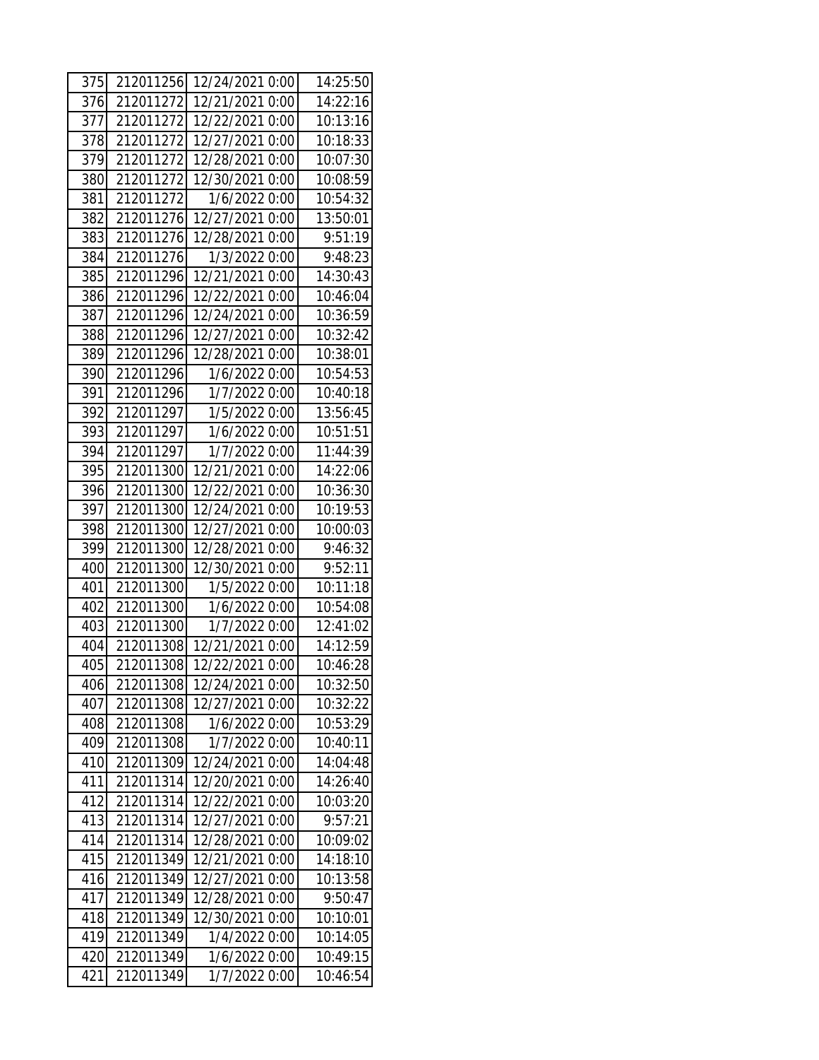| | | | |
|---|---|---|---|
| 375 | 212011256 | 12/24/2021 0:00 | 14:25:50 |
| 376 | 212011272 | 12/21/2021 0:00 | 14:22:16 |
| 377 | 212011272 | 12/22/2021 0:00 | 10:13:16 |
| 378 | 212011272 | 12/27/2021 0:00 | 10:18:33 |
| 379 | 212011272 | 12/28/2021 0:00 | 10:07:30 |
| 380 | 212011272 | 12/30/2021 0:00 | 10:08:59 |
| 381 | 212011272 | 1/6/2022 0:00 | 10:54:32 |
| 382 | 212011276 | 12/27/2021 0:00 | 13:50:01 |
| 383 | 212011276 | 12/28/2021 0:00 | 9:51:19 |
| 384 | 212011276 | 1/3/2022 0:00 | 9:48:23 |
| 385 | 212011296 | 12/21/2021 0:00 | 14:30:43 |
| 386 | 212011296 | 12/22/2021 0:00 | 10:46:04 |
| 387 | 212011296 | 12/24/2021 0:00 | 10:36:59 |
| 388 | 212011296 | 12/27/2021 0:00 | 10:32:42 |
| 389 | 212011296 | 12/28/2021 0:00 | 10:38:01 |
| 390 | 212011296 | 1/6/2022 0:00 | 10:54:53 |
| 391 | 212011296 | 1/7/2022 0:00 | 10:40:18 |
| 392 | 212011297 | 1/5/2022 0:00 | 13:56:45 |
| 393 | 212011297 | 1/6/2022 0:00 | 10:51:51 |
| 394 | 212011297 | 1/7/2022 0:00 | 11:44:39 |
| 395 | 212011300 | 12/21/2021 0:00 | 14:22:06 |
| 396 | 212011300 | 12/22/2021 0:00 | 10:36:30 |
| 397 | 212011300 | 12/24/2021 0:00 | 10:19:53 |
| 398 | 212011300 | 12/27/2021 0:00 | 10:00:03 |
| 399 | 212011300 | 12/28/2021 0:00 | 9:46:32 |
| 400 | 212011300 | 12/30/2021 0:00 | 9:52:11 |
| 401 | 212011300 | 1/5/2022 0:00 | 10:11:18 |
| 402 | 212011300 | 1/6/2022 0:00 | 10:54:08 |
| 403 | 212011300 | 1/7/2022 0:00 | 12:41:02 |
| 404 | 212011308 | 12/21/2021 0:00 | 14:12:59 |
| 405 | 212011308 | 12/22/2021 0:00 | 10:46:28 |
| 406 | 212011308 | 12/24/2021 0:00 | 10:32:50 |
| 407 | 212011308 | 12/27/2021 0:00 | 10:32:22 |
| 408 | 212011308 | 1/6/2022 0:00 | 10:53:29 |
| 409 | 212011308 | 1/7/2022 0:00 | 10:40:11 |
| 410 | 212011309 | 12/24/2021 0:00 | 14:04:48 |
| 411 | 212011314 | 12/20/2021 0:00 | 14:26:40 |
| 412 | 212011314 | 12/22/2021 0:00 | 10:03:20 |
| 413 | 212011314 | 12/27/2021 0:00 | 9:57:21 |
| 414 | 212011314 | 12/28/2021 0:00 | 10:09:02 |
| 415 | 212011349 | 12/21/2021 0:00 | 14:18:10 |
| 416 | 212011349 | 12/27/2021 0:00 | 10:13:58 |
| 417 | 212011349 | 12/28/2021 0:00 | 9:50:47 |
| 418 | 212011349 | 12/30/2021 0:00 | 10:10:01 |
| 419 | 212011349 | 1/4/2022 0:00 | 10:14:05 |
| 420 | 212011349 | 1/6/2022 0:00 | 10:49:15 |
| 421 | 212011349 | 1/7/2022 0:00 | 10:46:54 |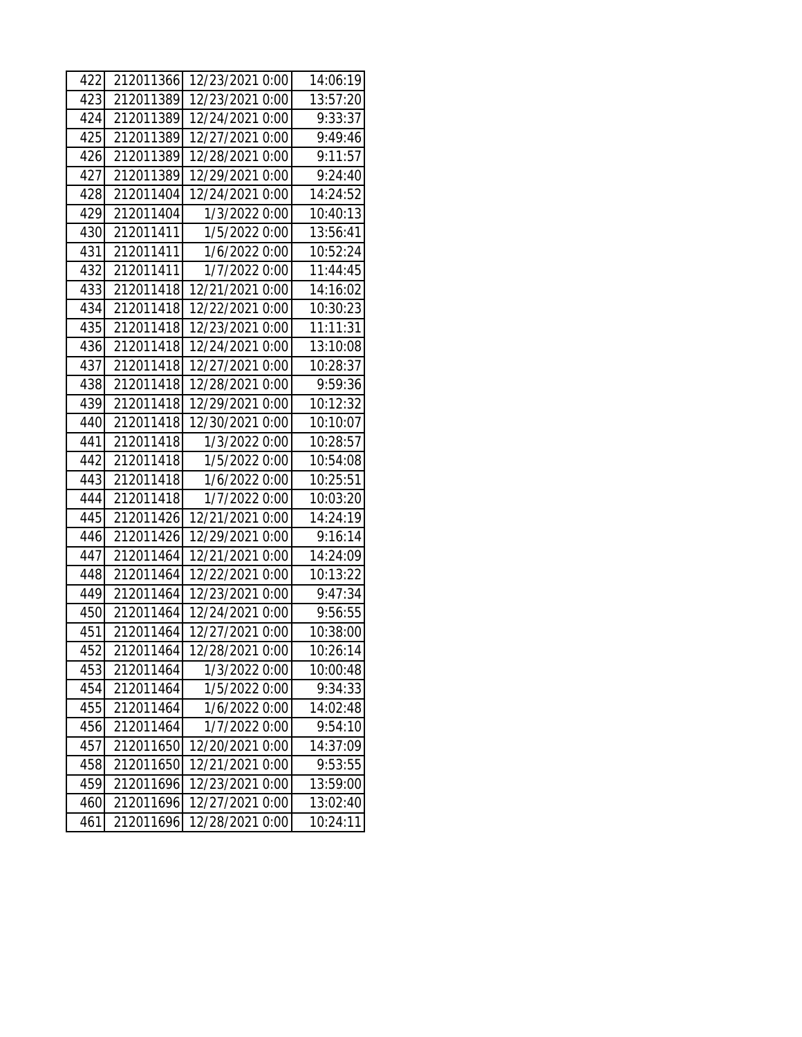| | | | |
|---|---|---|---|
| 422 | 212011366 | 12/23/2021 0:00 | 14:06:19 |
| 423 | 212011389 | 12/23/2021 0:00 | 13:57:20 |
| 424 | 212011389 | 12/24/2021 0:00 | 9:33:37 |
| 425 | 212011389 | 12/27/2021 0:00 | 9:49:46 |
| 426 | 212011389 | 12/28/2021 0:00 | 9:11:57 |
| 427 | 212011389 | 12/29/2021 0:00 | 9:24:40 |
| 428 | 212011404 | 12/24/2021 0:00 | 14:24:52 |
| 429 | 212011404 | 1/3/2022 0:00 | 10:40:13 |
| 430 | 212011411 | 1/5/2022 0:00 | 13:56:41 |
| 431 | 212011411 | 1/6/2022 0:00 | 10:52:24 |
| 432 | 212011411 | 1/7/2022 0:00 | 11:44:45 |
| 433 | 212011418 | 12/21/2021 0:00 | 14:16:02 |
| 434 | 212011418 | 12/22/2021 0:00 | 10:30:23 |
| 435 | 212011418 | 12/23/2021 0:00 | 11:11:31 |
| 436 | 212011418 | 12/24/2021 0:00 | 13:10:08 |
| 437 | 212011418 | 12/27/2021 0:00 | 10:28:37 |
| 438 | 212011418 | 12/28/2021 0:00 | 9:59:36 |
| 439 | 212011418 | 12/29/2021 0:00 | 10:12:32 |
| 440 | 212011418 | 12/30/2021 0:00 | 10:10:07 |
| 441 | 212011418 | 1/3/2022 0:00 | 10:28:57 |
| 442 | 212011418 | 1/5/2022 0:00 | 10:54:08 |
| 443 | 212011418 | 1/6/2022 0:00 | 10:25:51 |
| 444 | 212011418 | 1/7/2022 0:00 | 10:03:20 |
| 445 | 212011426 | 12/21/2021 0:00 | 14:24:19 |
| 446 | 212011426 | 12/29/2021 0:00 | 9:16:14 |
| 447 | 212011464 | 12/21/2021 0:00 | 14:24:09 |
| 448 | 212011464 | 12/22/2021 0:00 | 10:13:22 |
| 449 | 212011464 | 12/23/2021 0:00 | 9:47:34 |
| 450 | 212011464 | 12/24/2021 0:00 | 9:56:55 |
| 451 | 212011464 | 12/27/2021 0:00 | 10:38:00 |
| 452 | 212011464 | 12/28/2021 0:00 | 10:26:14 |
| 453 | 212011464 | 1/3/2022 0:00 | 10:00:48 |
| 454 | 212011464 | 1/5/2022 0:00 | 9:34:33 |
| 455 | 212011464 | 1/6/2022 0:00 | 14:02:48 |
| 456 | 212011464 | 1/7/2022 0:00 | 9:54:10 |
| 457 | 212011650 | 12/20/2021 0:00 | 14:37:09 |
| 458 | 212011650 | 12/21/2021 0:00 | 9:53:55 |
| 459 | 212011696 | 12/23/2021 0:00 | 13:59:00 |
| 460 | 212011696 | 12/27/2021 0:00 | 13:02:40 |
| 461 | 212011696 | 12/28/2021 0:00 | 10:24:11 |